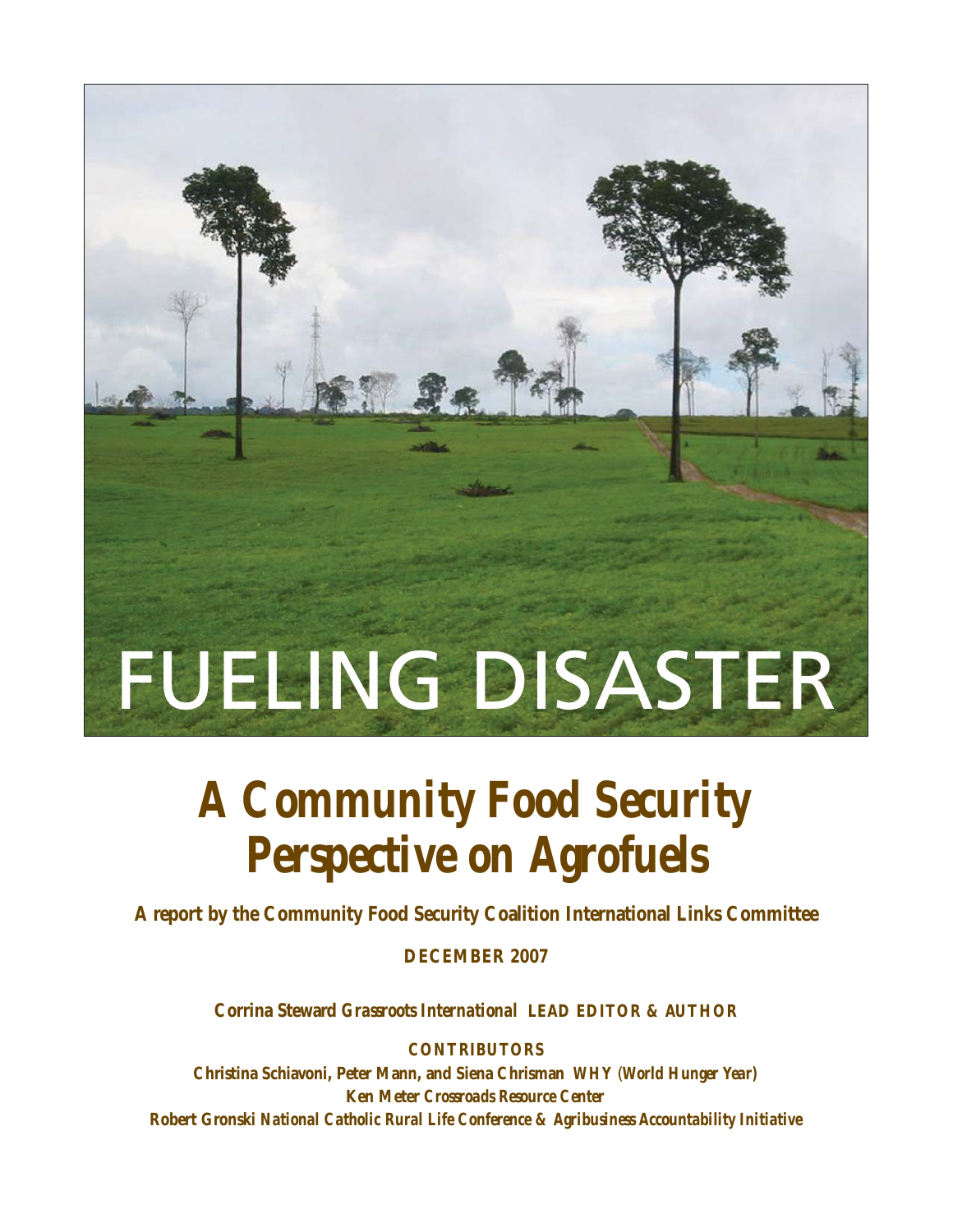# FUELING DISASTER

## A Community Food Security Perspective on Agrofuels

**A report by the Community Food Security Coalition International Links Committee**

**DECEMBER 2007**

**Corrina Steward** *Grassroots International* **LEAD EDITOR & AUTHOR**

**CONTRIBUTORS**

**Christina Schiavoni, Peter Mann, and Siena Chrisman** *WHY (World Hunger Year)*

**Ken Meter** *Crossroads Resource Center*

**Robert Gronski** *National Catholic Rural Life Conference & Agribusiness Accountability Initiative*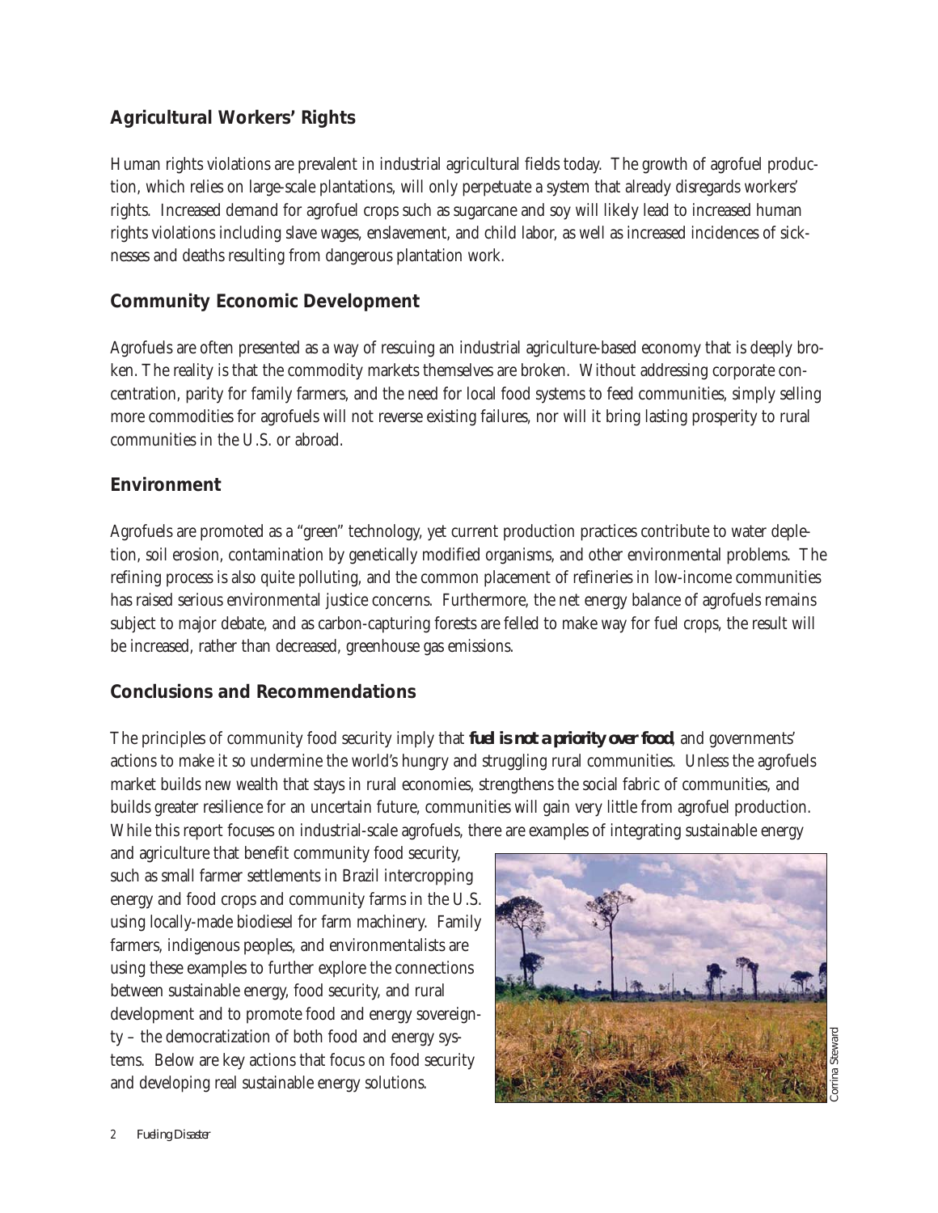## Agricultural Workers' Rights

Human rights violations are prevalent in industrial agricultural fields today. The growth of agrofuel production, which relies on large-scale plantations, will only perpetuate a system that already disregards workers' rights. Increased demand for agrofuel crops such as sugarcane and soy will likely lead to increased human rights violations including slave wages, enslavement, and child labor, as well as increased incidences of sicknesses and deaths resulting from dangerous plantation work.

## Community Economic Development

Agrofuels are often presented as a way of rescuing an industrial agriculture-based economy that is deeply broken. The reality is that the commodity markets themselves are broken. Without addressing corporate concentration, parity for family farmers, and the need for local food systems to feed communities, simply selling more commodities for agrofuels will not reverse existing failures, nor will it bring lasting prosperity to rural communities in the U.S. or abroad.

## Environment

Agrofuels are promoted as a "green" technology, yet current production practices contribute to water depletion, soil erosion, contamination by genetically modified organisms, and other environmental problems. The refining process is also quite polluting, and the common placement of refineries in low-income communities has raised serious environmental justice concerns. Furthermore, the net energy balance of agrofuels remains subject to major debate, and as carbon-capturing forests are felled to make way for fuel crops, the result will be increased, rather than decreased, greenhouse gas emissions.

## Conclusions and Recommendations

The principles of community food security imply that ***fuel is not a priority over food***, and governments' actions to make it so undermine the world's hungry and struggling rural communities. Unless the agrofuels market builds new wealth that stays in rural economies, strengthens the social fabric of communities, and builds greater resilience for an uncertain future, communities will gain very little from agrofuel production. While this report focuses on industrial-scale agrofuels, there are examples of integrating sustainable energy and agriculture that benefit community food security, such as small farmer settlements in Brazil intercropping energy and food crops and community farms in the U.S. using locally-made biodiesel for farm machinery. Family farmers, indigenous peoples, and environmentalists are using these examples to further explore the connections between sustainable energy, food security, and rural development and to promote food and energy sovereignty – the democratization of both food and energy systems. Below are key actions that focus on food security and developing real sustainable energy solutions.

Corrina Steward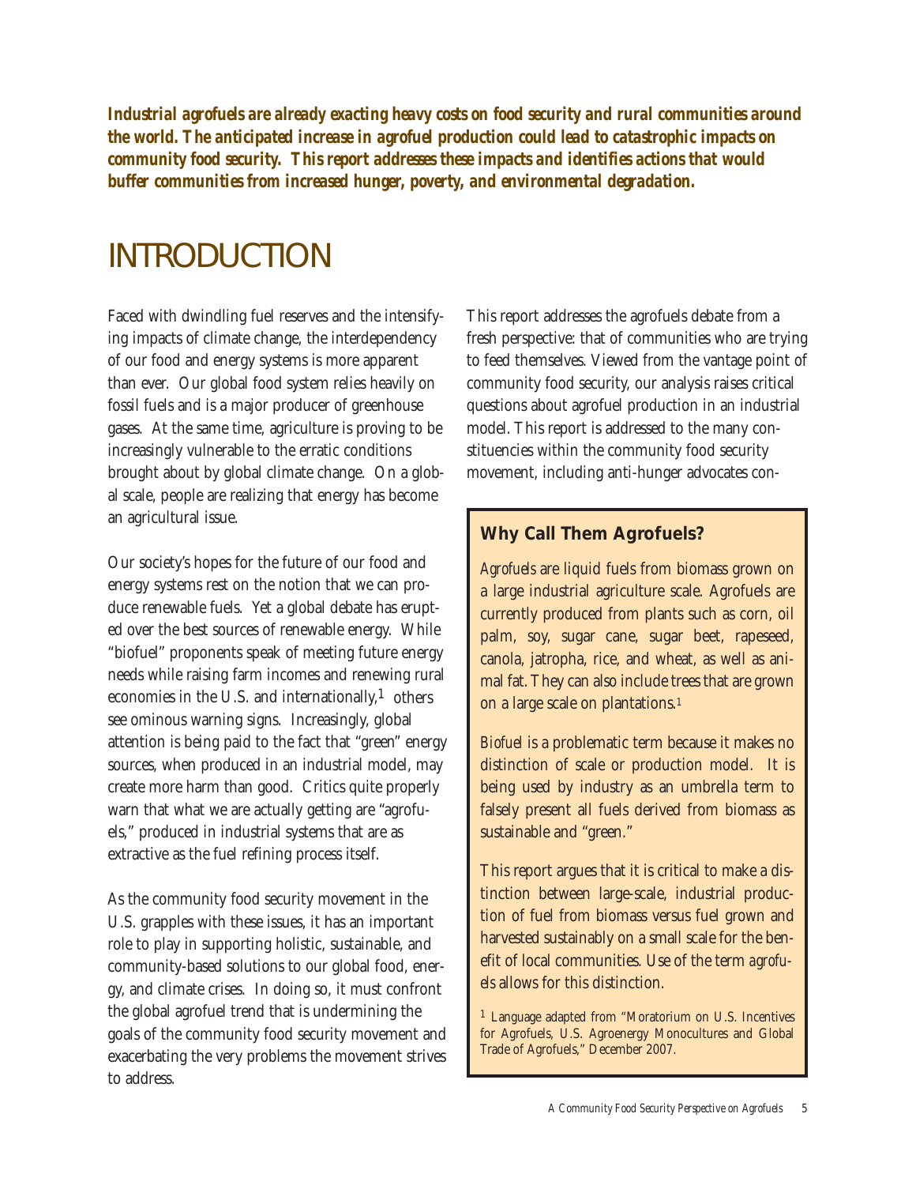***Industrial agrofuels are already exacting heavy costs on food security and rural communities around the world. The anticipated increase in agrofuel production could lead to catastrophic impacts on community food security. This report addresses these impacts and identifies actions that would buffer communities from increased hunger, poverty, and environmental degradation.***

# INTRODUCTION

Faced with dwindling fuel reserves and the intensifying impacts of climate change, the interdependency of our food and energy systems is more apparent than ever. Our global food system relies heavily on fossil fuels and is a major producer of greenhouse gases. At the same time, agriculture is proving to be increasingly vulnerable to the erratic conditions brought about by global climate change. On a global scale, people are realizing that energy has become an agricultural issue.

Our society's hopes for the future of our food and energy systems rest on the notion that we can produce renewable fuels. Yet a global debate has erupted over the best sources of renewable energy. While "biofuel" proponents speak of meeting future energy needs while raising farm incomes and renewing rural economies in the U.S. and internationally,[1] others see ominous warning signs. Increasingly, global attention is being paid to the fact that "green" energy sources, when produced in an industrial model, may create more harm than good. Critics quite properly warn that what we are actually getting are "agrofuels," produced in industrial systems that are as extractive as the fuel refining process itself.

As the community food security movement in the U.S. grapples with these issues, it has an important role to play in supporting holistic, sustainable, and community-based solutions to our global food, energy, and climate crises. In doing so, it must confront the global agrofuel trend that is undermining the goals of the community food security movement and exacerbating the very problems the movement strives to address.

This report addresses the agrofuels debate from a fresh perspective: that of communities who are trying to feed themselves. Viewed from the vantage point of community food security, our analysis raises critical questions about agrofuel production in an industrial model. This report is addressed to the many constituencies within the community food security movement, including anti-hunger advocates con-

## Why Call Them Agrofuels?

*Agrofuels* are liquid fuels from biomass grown on a large industrial agriculture scale. Agrofuels are currently produced from plants such as corn, oil palm, soy, sugar cane, sugar beet, rapeseed, canola, jatropha, rice, and wheat, as well as animal fat. They can also include trees that are grown on a large scale on plantations.[1]

*Biofuel* is a problematic term because it makes no distinction of scale or production model. It is being used by industry as an umbrella term to falsely present all fuels derived from biomass as sustainable and "green."

This report argues that it is critical to make a distinction between large-scale, industrial production of fuel from biomass versus fuel grown and harvested sustainably on a small scale for the benefit of local communities. Use of the term *agrofuels* allows for this distinction.

[1] Language adapted from "Moratorium on U.S. Incentives for Agrofuels, U.S. Agroenergy Monocultures and Global Trade of Agrofuels," December 2007.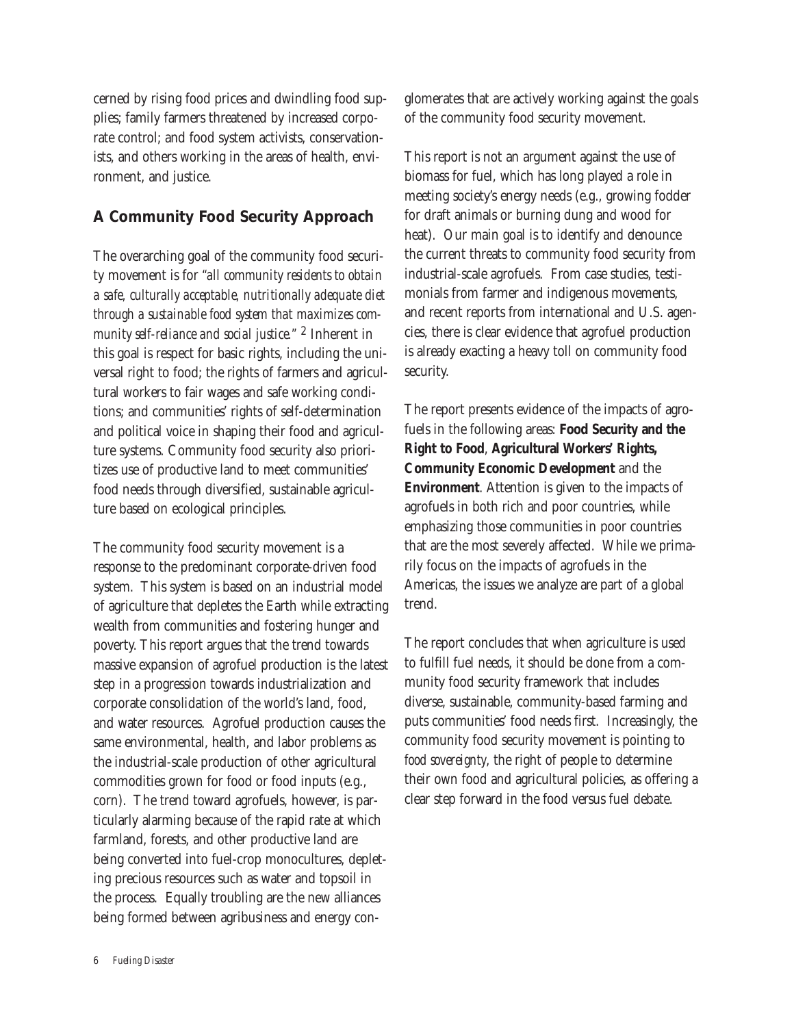cerned by rising food prices and dwindling food supplies; family farmers threatened by increased corporate control; and food system activists, conservationists, and others working in the areas of health, environment, and justice.

## A Community Food Security Approach

The overarching goal of the community food security movement is for "*all community residents to obtain a safe, culturally acceptable, nutritionally adequate diet through a sustainable food system that maximizes community self-reliance and social justice.*" [2] Inherent in this goal is respect for basic rights, including the universal right to food; the rights of farmers and agricultural workers to fair wages and safe working conditions; and communities' rights of self-determination and political voice in shaping their food and agriculture systems. Community food security also prioritizes use of productive land to meet communities' food needs through diversified, sustainable agriculture based on ecological principles.

The community food security movement is a response to the predominant corporate-driven food system. This system is based on an industrial model of agriculture that depletes the Earth while extracting wealth from communities and fostering hunger and poverty. This report argues that the trend towards massive expansion of agrofuel production is the latest step in a progression towards industrialization and corporate consolidation of the world's land, food, and water resources. Agrofuel production causes the same environmental, health, and labor problems as the industrial-scale production of other agricultural commodities grown for food or food inputs (e.g., corn). The trend toward agrofuels, however, is particularly alarming because of the rapid rate at which farmland, forests, and other productive land are being converted into fuel-crop monocultures, depleting precious resources such as water and topsoil in the process. Equally troubling are the new alliances being formed between agribusiness and energy conglomerates that are actively working against the goals of the community food security movement.

This report is not an argument against the use of biomass for fuel, which has long played a role in meeting society's energy needs (e.g., growing fodder for draft animals or burning dung and wood for heat). Our main goal is to identify and denounce the current threats to community food security from industrial-scale agrofuels. From case studies, testimonials from farmer and indigenous movements, and recent reports from international and U.S. agencies, there is clear evidence that agrofuel production is already exacting a heavy toll on community food security.

The report presents evidence of the impacts of agrofuels in the following areas: **Food Security and the Right to Food**, **Agricultural Workers' Rights, Community Economic Development** and the **Environment**. Attention is given to the impacts of agrofuels in both rich and poor countries, while emphasizing those communities in poor countries that are the most severely affected. While we primarily focus on the impacts of agrofuels in the Americas, the issues we analyze are part of a global trend.

The report concludes that when agriculture is used to fulfill fuel needs, it should be done from a community food security framework that includes diverse, sustainable, community-based farming and puts communities' food needs first. Increasingly, the community food security movement is pointing to *food sovereignty*, the right of people to determine their own food and agricultural policies, as offering a clear step forward in the food versus fuel debate.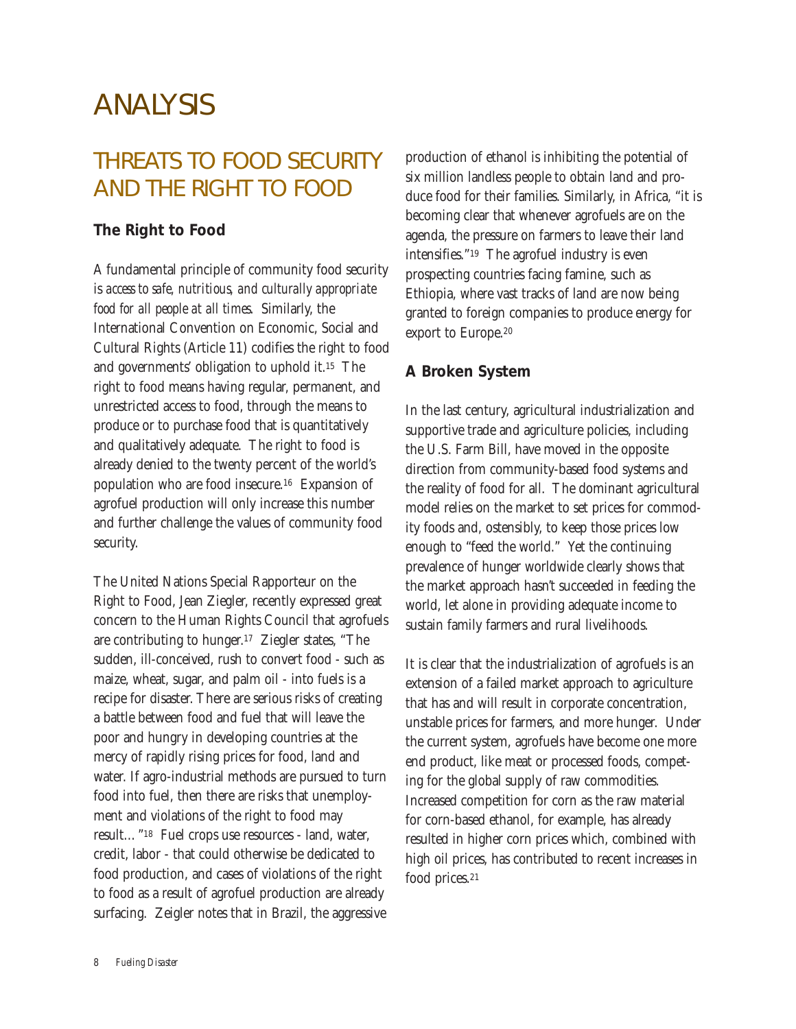# ANALYSIS

## THREATS TO FOOD SECURITY AND THE RIGHT TO FOOD

### The Right to Food

A fundamental principle of community food security is *access to safe, nutritious, and culturally appropriate food for all people at all times*. Similarly, the International Convention on Economic, Social and Cultural Rights (Article 11) codifies the right to food and governments' obligation to uphold it.[15] The right to food means having regular, permanent, and unrestricted access to food, through the means to produce or to purchase food that is quantitatively and qualitatively adequate. The right to food is already denied to the twenty percent of the world's population who are food insecure.[16] Expansion of agrofuel production will only increase this number and further challenge the values of community food security.

The United Nations Special Rapporteur on the Right to Food, Jean Ziegler, recently expressed great concern to the Human Rights Council that agrofuels are contributing to hunger.[17] Ziegler states, "The sudden, ill-conceived, rush to convert food - such as maize, wheat, sugar, and palm oil - into fuels is a recipe for disaster. There are serious risks of creating a battle between food and fuel that will leave the poor and hungry in developing countries at the mercy of rapidly rising prices for food, land and water. If agro-industrial methods are pursued to turn food into fuel, then there are risks that unemployment and violations of the right to food may result…"[18] Fuel crops use resources - land, water, credit, labor - that could otherwise be dedicated to food production, and cases of violations of the right to food as a result of agrofuel production are already surfacing. Zeigler notes that in Brazil, the aggressive production of ethanol is inhibiting the potential of six million landless people to obtain land and produce food for their families. Similarly, in Africa, "it is becoming clear that whenever agrofuels are on the agenda, the pressure on farmers to leave their land intensifies."[19] The agrofuel industry is even prospecting countries facing famine, such as Ethiopia, where vast tracks of land are now being granted to foreign companies to produce energy for export to Europe.[20]

### A Broken System

In the last century, agricultural industrialization and supportive trade and agriculture policies, including the U.S. Farm Bill, have moved in the opposite direction from community-based food systems and the reality of food for all. The dominant agricultural model relies on the market to set prices for commodity foods and, ostensibly, to keep those prices low enough to "feed the world." Yet the continuing prevalence of hunger worldwide clearly shows that the market approach hasn't succeeded in feeding the world, let alone in providing adequate income to sustain family farmers and rural livelihoods.

It is clear that the industrialization of agrofuels is an extension of a failed market approach to agriculture that has and will result in corporate concentration, unstable prices for farmers, and more hunger. Under the current system, agrofuels have become one more end product, like meat or processed foods, competing for the global supply of raw commodities. Increased competition for corn as the raw material for corn-based ethanol, for example, has already resulted in higher corn prices which, combined with high oil prices, has contributed to recent increases in food prices.[21]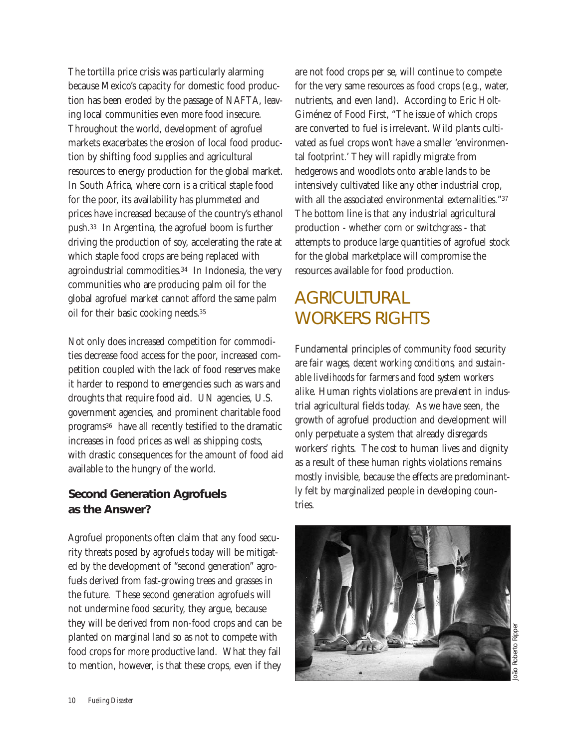The tortilla price crisis was particularly alarming because Mexico's capacity for domestic food production has been eroded by the passage of NAFTA, leaving local communities even more food insecure. Throughout the world, development of agrofuel markets exacerbates the erosion of local food production by shifting food supplies and agricultural resources to energy production for the global market. In South Africa, where corn is a critical staple food for the poor, its availability has plummeted and prices have increased because of the country's ethanol push.[33] In Argentina, the agrofuel boom is further driving the production of soy, accelerating the rate at which staple food crops are being replaced with agroindustrial commodities.[34] In Indonesia, the very communities who are producing palm oil for the global agrofuel market cannot afford the same palm oil for their basic cooking needs.[35]

Not only does increased competition for commodities decrease food access for the poor, increased competition coupled with the lack of food reserves make it harder to respond to emergencies such as wars and droughts that require food aid. UN agencies, U.S. government agencies, and prominent charitable food programs[36] have all recently testified to the dramatic increases in food prices as well as shipping costs, with drastic consequences for the amount of food aid available to the hungry of the world.

### Second Generation Agrofuels as the Answer?

Agrofuel proponents often claim that any food security threats posed by agrofuels today will be mitigated by the development of "second generation" agrofuels derived from fast-growing trees and grasses in the future. These second generation agrofuels will not undermine food security, they argue, because they will be derived from non-food crops and can be planted on marginal land so as not to compete with food crops for more productive land. What they fail to mention, however, is that these crops, even if they are not food crops per se, will continue to compete for the very same resources as food crops (e.g., water, nutrients, and even land). According to Eric Holt-Giménez of Food First, "The issue of which crops are converted to fuel is irrelevant. Wild plants cultivated as fuel crops won't have a smaller 'environmental footprint.' They will rapidly migrate from hedgerows and woodlots onto arable lands to be intensively cultivated like any other industrial crop, with all the associated environmental externalities."[37] The bottom line is that any industrial agricultural production - whether corn or switchgrass - that attempts to produce large quantities of agrofuel stock for the global marketplace will compromise the resources available for food production.

## AGRICULTURAL WORKERS RIGHTS

Fundamental principles of community food security are *fair wages, decent working conditions, and sustainable livelihoods for farmers and food system workers alike.* Human rights violations are prevalent in industrial agricultural fields today. As we have seen, the growth of agrofuel production and development will only perpetuate a system that already disregards workers' rights. The cost to human lives and dignity as a result of these human rights violations remains mostly invisible, because the effects are predominantly felt by marginalized people in developing countries.

João Roberto Ripper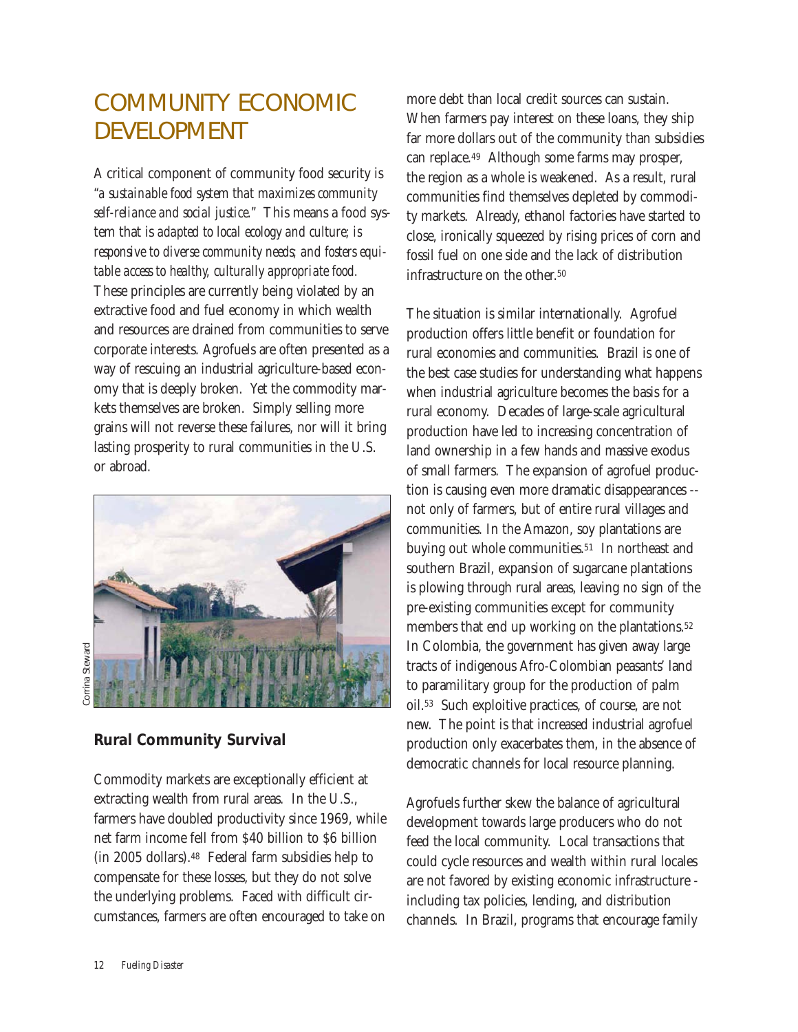# COMMUNITY ECONOMIC DEVELOPMENT

A critical component of community food security is "*a sustainable food system that maximizes community self-reliance and social justice.*" This means a food system that is *adapted to local ecology and culture; is responsive to diverse community needs; and fosters equitable access to healthy, culturally appropriate food.* These principles are currently being violated by an extractive food and fuel economy in which wealth and resources are drained from communities to serve corporate interests. Agrofuels are often presented as a way of rescuing an industrial agriculture-based economy that is deeply broken. Yet the commodity markets themselves are broken. Simply selling more grains will not reverse these failures, nor will it bring lasting prosperity to rural communities in the U.S. or abroad.

Corrina Steward

## Rural Community Survival

Commodity markets are exceptionally efficient at extracting wealth from rural areas. In the U.S., farmers have doubled productivity since 1969, while net farm income fell from $40 billion to $6 billion (in 2005 dollars).[48] Federal farm subsidies help to compensate for these losses, but they do not solve the underlying problems. Faced with difficult circumstances, farmers are often encouraged to take on more debt than local credit sources can sustain. When farmers pay interest on these loans, they ship far more dollars out of the community than subsidies can replace.[49] Although some farms may prosper, the region as a whole is weakened. As a result, rural communities find themselves depleted by commodity markets. Already, ethanol factories have started to close, ironically squeezed by rising prices of corn and fossil fuel on one side and the lack of distribution infrastructure on the other.[50]

The situation is similar internationally. Agrofuel production offers little benefit or foundation for rural economies and communities. Brazil is one of the best case studies for understanding what happens when industrial agriculture becomes the basis for a rural economy. Decades of large-scale agricultural production have led to increasing concentration of land ownership in a few hands and massive exodus of small farmers. The expansion of agrofuel production is causing even more dramatic disappearances -- not only of farmers, but of entire rural villages and communities. In the Amazon, soy plantations are buying out whole communities.[51] In northeast and southern Brazil, expansion of sugarcane plantations is plowing through rural areas, leaving no sign of the pre-existing communities except for community members that end up working on the plantations.[52] In Colombia, the government has given away large tracts of indigenous Afro-Colombian peasants' land to paramilitary group for the production of palm oil.[53] Such exploitive practices, of course, are not new. The point is that increased industrial agrofuel production only exacerbates them, in the absence of democratic channels for local resource planning.

Agrofuels further skew the balance of agricultural development towards large producers who do not feed the local community. Local transactions that could cycle resources and wealth within rural locales are not favored by existing economic infrastructure - including tax policies, lending, and distribution channels. In Brazil, programs that encourage family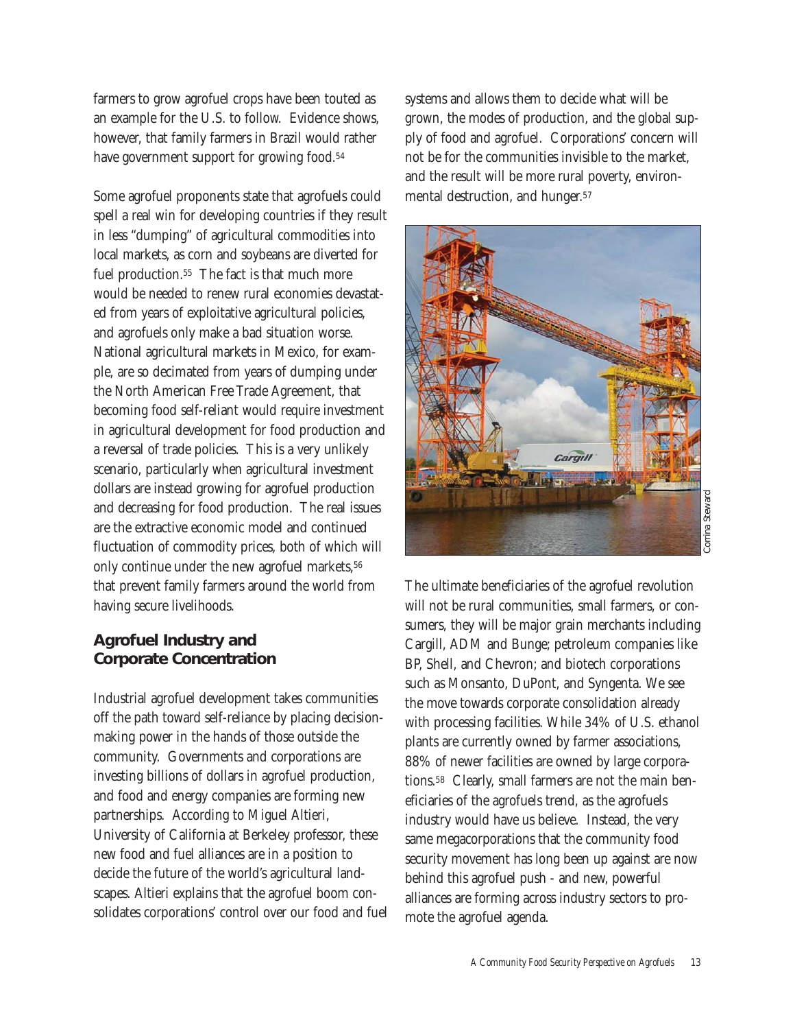farmers to grow agrofuel crops have been touted as an example for the U.S. to follow. Evidence shows, however, that family farmers in Brazil would rather have government support for growing food.[54]

Some agrofuel proponents state that agrofuels could spell a real win for developing countries if they result in less "dumping" of agricultural commodities into local markets, as corn and soybeans are diverted for fuel production.[55] The fact is that much more would be needed to renew rural economies devastated from years of exploitative agricultural policies, and agrofuels only make a bad situation worse. National agricultural markets in Mexico, for example, are so decimated from years of dumping under the North American Free Trade Agreement, that becoming food self-reliant would require investment in agricultural development for food production and a reversal of trade policies. This is a very unlikely scenario, particularly when agricultural investment dollars are instead growing for agrofuel production and decreasing for food production. The real issues are the extractive economic model and continued fluctuation of commodity prices, both of which will only continue under the new agrofuel markets,[56] that prevent family farmers around the world from having secure livelihoods.

## Agrofuel Industry and Corporate Concentration

Industrial agrofuel development takes communities off the path toward self-reliance by placing decision-making power in the hands of those outside the community. Governments and corporations are investing billions of dollars in agrofuel production, and food and energy companies are forming new partnerships. According to Miguel Altieri, University of California at Berkeley professor, these new food and fuel alliances are in a position to decide the future of the world's agricultural landscapes. Altieri explains that the agrofuel boom consolidates corporations' control over our food and fuel systems and allows them to decide what will be grown, the modes of production, and the global supply of food and agrofuel. Corporations' concern will not be for the communities invisible to the market, and the result will be more rural poverty, environmental destruction, and hunger.[57]

Corrina Steward

The ultimate beneficiaries of the agrofuel revolution will not be rural communities, small farmers, or consumers, they will be major grain merchants including Cargill, ADM and Bunge; petroleum companies like BP, Shell, and Chevron; and biotech corporations such as Monsanto, DuPont, and Syngenta. We see the move towards corporate consolidation already with processing facilities. While 34% of U.S. ethanol plants are currently owned by farmer associations, 88% of newer facilities are owned by large corporations.[58] Clearly, small farmers are not the main beneficiaries of the agrofuels trend, as the agrofuels industry would have us believe. Instead, the very same megacorporations that the community food security movement has long been up against are now behind this agrofuel push - and new, powerful alliances are forming across industry sectors to promote the agrofuel agenda.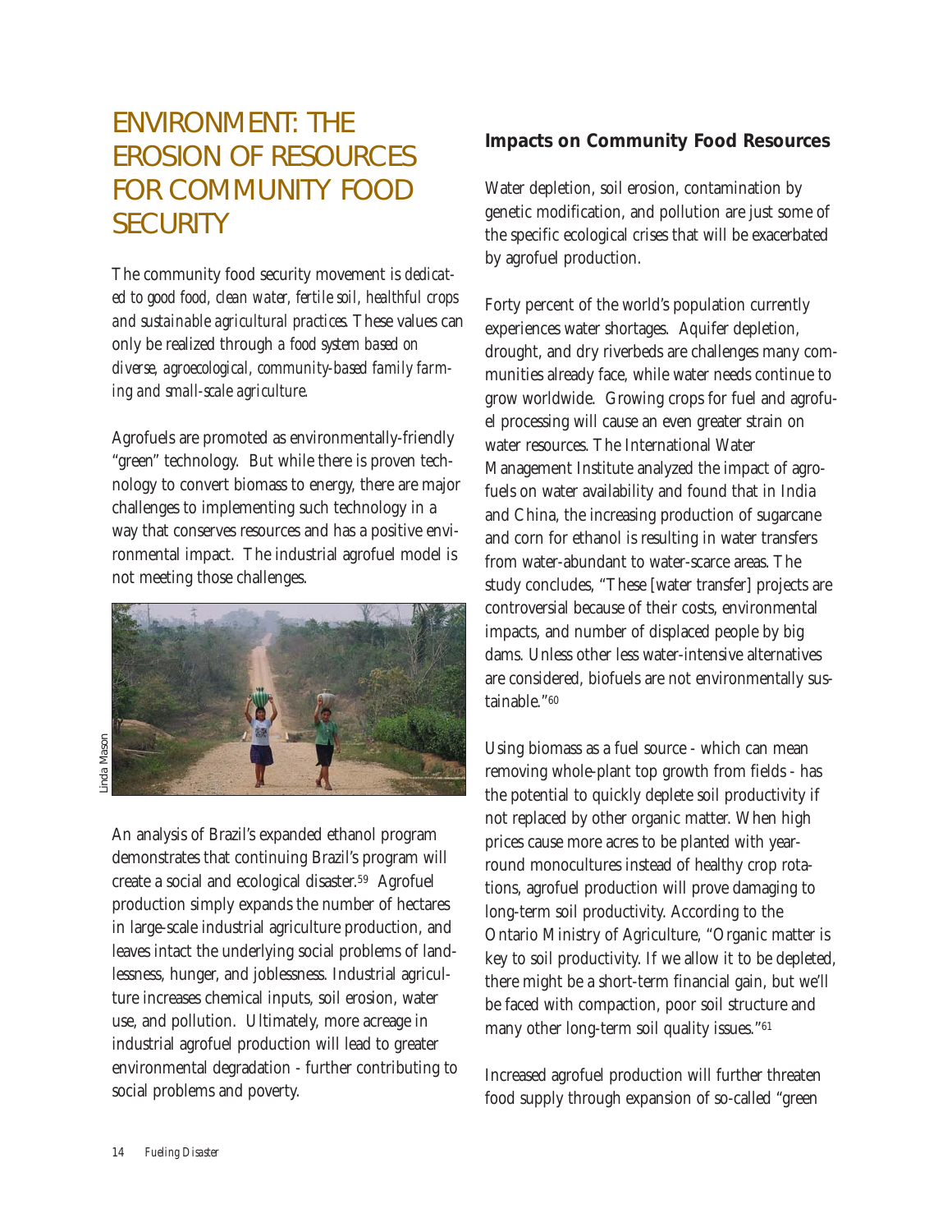# ENVIRONMENT: THE EROSION OF RESOURCES FOR COMMUNITY FOOD SECURITY

The community food security movement is *dedicated to good food, clean water, fertile soil, healthful crops and sustainable agricultural practices.* These values can only be realized through a *food system based on diverse, agroecological, community-based family farming and small-scale agriculture.*

Agrofuels are promoted as environmentally-friendly "green" technology. But while there is proven technology to convert biomass to energy, there are major challenges to implementing such technology in a way that conserves resources and has a positive environmental impact. The industrial agrofuel model is not meeting those challenges.

Linda Mason

An analysis of Brazil's expanded ethanol program demonstrates that continuing Brazil's program will create a social and ecological disaster.[59] Agrofuel production simply expands the number of hectares in large-scale industrial agriculture production, and leaves intact the underlying social problems of landlessness, hunger, and joblessness. Industrial agriculture increases chemical inputs, soil erosion, water use, and pollution. Ultimately, more acreage in industrial agrofuel production will lead to greater environmental degradation - further contributing to social problems and poverty.

## Impacts on Community Food Resources

Water depletion, soil erosion, contamination by genetic modification, and pollution are just some of the specific ecological crises that will be exacerbated by agrofuel production.

Forty percent of the world's population currently experiences water shortages. Aquifer depletion, drought, and dry riverbeds are challenges many communities already face, while water needs continue to grow worldwide. Growing crops for fuel and agrofuel processing will cause an even greater strain on water resources. The International Water Management Institute analyzed the impact of agrofuels on water availability and found that in India and China, the increasing production of sugarcane and corn for ethanol is resulting in water transfers from water-abundant to water-scarce areas. The study concludes, "These [water transfer] projects are controversial because of their costs, environmental impacts, and number of displaced people by big dams. Unless other less water-intensive alternatives are considered, biofuels are not environmentally sustainable."[60]

Using biomass as a fuel source - which can mean removing whole-plant top growth from fields - has the potential to quickly deplete soil productivity if not replaced by other organic matter. When high prices cause more acres to be planted with year-round monocultures instead of healthy crop rotations, agrofuel production will prove damaging to long-term soil productivity. According to the Ontario Ministry of Agriculture, "Organic matter is key to soil productivity. If we allow it to be depleted, there might be a short-term financial gain, but we'll be faced with compaction, poor soil structure and many other long-term soil quality issues."[61]

Increased agrofuel production will further threaten food supply through expansion of so-called "green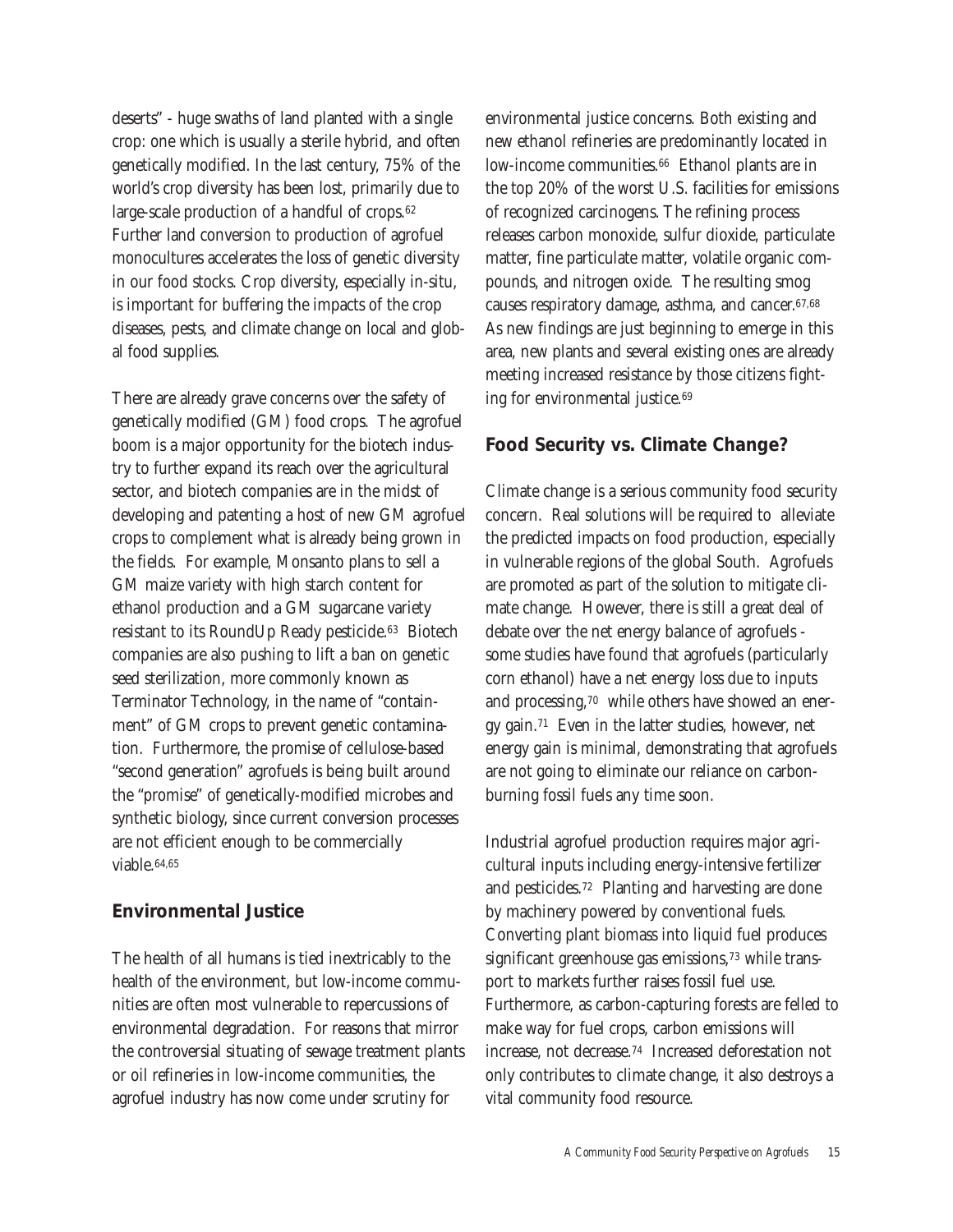deserts" - huge swaths of land planted with a single crop: one which is usually a sterile hybrid, and often genetically modified. In the last century, 75% of the world's crop diversity has been lost, primarily due to large-scale production of a handful of crops.[62] Further land conversion to production of agrofuel monocultures accelerates the loss of genetic diversity in our food stocks. Crop diversity, especially in-situ, is important for buffering the impacts of the crop diseases, pests, and climate change on local and global food supplies.

There are already grave concerns over the safety of genetically modified (GM) food crops. The agrofuel boom is a major opportunity for the biotech industry to further expand its reach over the agricultural sector, and biotech companies are in the midst of developing and patenting a host of new GM agrofuel crops to complement what is already being grown in the fields. For example, Monsanto plans to sell a GM maize variety with high starch content for ethanol production and a GM sugarcane variety resistant to its RoundUp Ready pesticide.[63] Biotech companies are also pushing to lift a ban on genetic seed sterilization, more commonly known as Terminator Technology, in the name of "containment" of GM crops to prevent genetic contamination. Furthermore, the promise of cellulose-based "second generation" agrofuels is being built around the "promise" of genetically-modified microbes and synthetic biology, since current conversion processes are not efficient enough to be commercially viable.[64,65]

## Environmental Justice

The health of all humans is tied inextricably to the health of the environment, but low-income communities are often most vulnerable to repercussions of environmental degradation. For reasons that mirror the controversial situating of sewage treatment plants or oil refineries in low-income communities, the agrofuel industry has now come under scrutiny for environmental justice concerns. Both existing and new ethanol refineries are predominantly located in low-income communities.[66] Ethanol plants are in the top 20% of the worst U.S. facilities for emissions of recognized carcinogens. The refining process releases carbon monoxide, sulfur dioxide, particulate matter, fine particulate matter, volatile organic compounds, and nitrogen oxide. The resulting smog causes respiratory damage, asthma, and cancer.[67,68] As new findings are just beginning to emerge in this area, new plants and several existing ones are already meeting increased resistance by those citizens fighting for environmental justice.[69]

## Food Security vs. Climate Change?

Climate change is a serious community food security concern. Real solutions will be required to alleviate the predicted impacts on food production, especially in vulnerable regions of the global South. Agrofuels are promoted as part of the solution to mitigate climate change. However, there is still a great deal of debate over the net energy balance of agrofuels - some studies have found that agrofuels (particularly corn ethanol) have a net energy loss due to inputs and processing,[70] while others have showed an energy gain.[71] Even in the latter studies, however, net energy gain is minimal, demonstrating that agrofuels are not going to eliminate our reliance on carbon-burning fossil fuels any time soon.

Industrial agrofuel production requires major agricultural inputs including energy-intensive fertilizer and pesticides.[72] Planting and harvesting are done by machinery powered by conventional fuels. Converting plant biomass into liquid fuel produces significant greenhouse gas emissions,[73] while transport to markets further raises fossil fuel use. Furthermore, as carbon-capturing forests are felled to make way for fuel crops, carbon emissions will increase, not decrease.[74] Increased deforestation not only contributes to climate change, it also destroys a vital community food resource.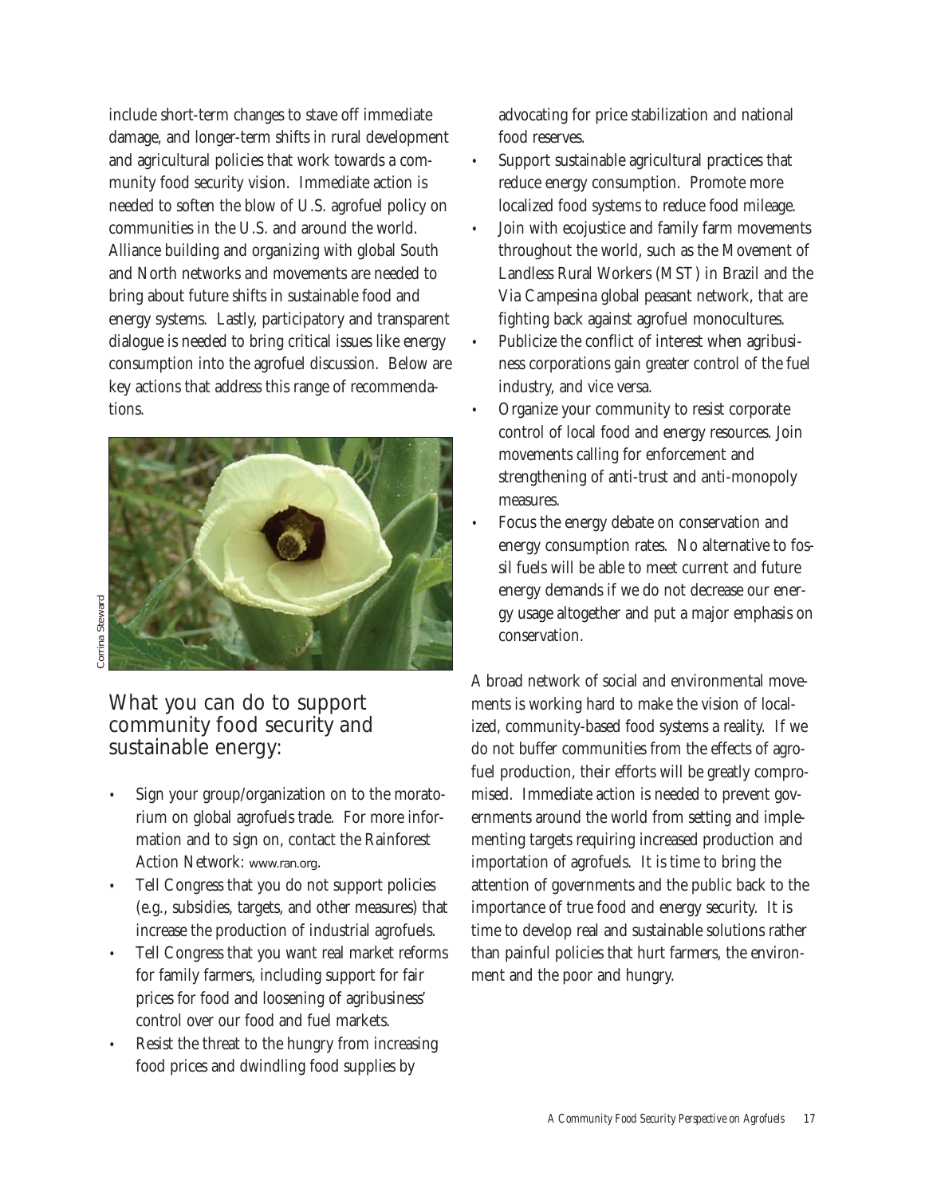include short-term changes to stave off immediate damage, and longer-term shifts in rural development and agricultural policies that work towards a community food security vision. Immediate action is needed to soften the blow of U.S. agrofuel policy on communities in the U.S. and around the world. Alliance building and organizing with global South and North networks and movements are needed to bring about future shifts in sustainable food and energy systems. Lastly, participatory and transparent dialogue is needed to bring critical issues like energy consumption into the agrofuel discussion. Below are key actions that address this range of recommendations.

Corrina Steward

## What you can do to support community food security and sustainable energy:

- Sign your group/organization on to the moratorium on global agrofuels trade. For more information and to sign on, contact the Rainforest Action Network: www.ran.org.
- Tell Congress that you do not support policies (e.g., subsidies, targets, and other measures) that increase the production of industrial agrofuels.
- Tell Congress that you want real market reforms for family farmers, including support for fair prices for food and loosening of agribusiness' control over our food and fuel markets.
- Resist the threat to the hungry from increasing food prices and dwindling food supplies by advocating for price stabilization and national food reserves.
- Support sustainable agricultural practices that reduce energy consumption. Promote more localized food systems to reduce food mileage.
- Join with ecojustice and family farm movements throughout the world, such as the Movement of Landless Rural Workers (MST) in Brazil and the Via Campesina global peasant network, that are fighting back against agrofuel monocultures.
- Publicize the conflict of interest when agribusiness corporations gain greater control of the fuel industry, and vice versa.
- Organize your community to resist corporate control of local food and energy resources. Join movements calling for enforcement and strengthening of anti-trust and anti-monopoly measures.
- Focus the energy debate on conservation and energy consumption rates. No alternative to fossil fuels will be able to meet current and future energy demands if we do not decrease our energy usage altogether and put a major emphasis on conservation.

A broad network of social and environmental movements is working hard to make the vision of localized, community-based food systems a reality. If we do not buffer communities from the effects of agrofuel production, their efforts will be greatly compromised. Immediate action is needed to prevent governments around the world from setting and implementing targets requiring increased production and importation of agrofuels. It is time to bring the attention of governments and the public back to the importance of true food and energy security. It is time to develop real and sustainable solutions rather than painful policies that hurt farmers, the environment and the poor and hungry.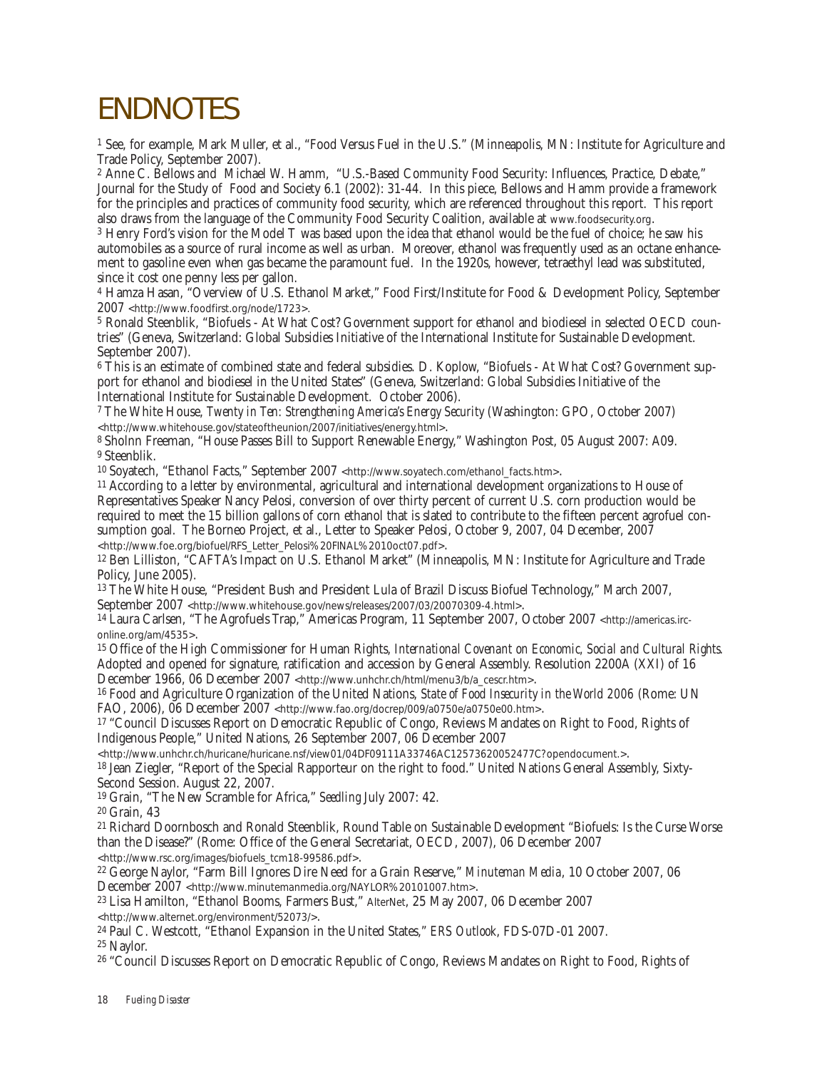# ENDNOTES

[1] See, for example, Mark Muller, et al., "Food Versus Fuel in the U.S." (Minneapolis, MN: Institute for Agriculture and Trade Policy, September 2007).

[2] Anne C. Bellows and Michael W. Hamm, "U.S.-Based Community Food Security: Influences, Practice, Debate," Journal for the Study of Food and Society 6.1 (2002): 31-44. In this piece, Bellows and Hamm provide a framework for the principles and practices of community food security, which are referenced throughout this report. This report also draws from the language of the Community Food Security Coalition, available at www.foodsecurity.org.

[3] Henry Ford's vision for the Model T was based upon the idea that ethanol would be the fuel of choice; he saw his automobiles as a source of rural income as well as urban. Moreover, ethanol was frequently used as an octane enhancement to gasoline even when gas became the paramount fuel. In the 1920s, however, tetraethyl lead was substituted, since it cost one penny less per gallon.

[4] Hamza Hasan, "Overview of U.S. Ethanol Market," Food First/Institute for Food & Development Policy, September 2007 <http://www.foodfirst.org/node/1723>.

[5] Ronald Steenblik, "Biofuels - At What Cost? Government support for ethanol and biodiesel in selected OECD countries" (Geneva, Switzerland: Global Subsidies Initiative of the International Institute for Sustainable Development. September 2007).

[6] This is an estimate of combined state and federal subsidies. D. Koplow, "Biofuels - At What Cost? Government support for ethanol and biodiesel in the United States" (Geneva, Switzerland: Global Subsidies Initiative of the International Institute for Sustainable Development. October 2006).

[7] The White House, *Twenty in Ten: Strengthening America's Energy Security* (Washington: GPO, October 2007) <http://www.whitehouse.gov/stateoftheunion/2007/initiatives/energy.html>.

[8] Sholnn Freeman, "House Passes Bill to Support Renewable Energy," Washington Post, 05 August 2007: A09.

[9] Steenblik.

[10] Soyatech, "Ethanol Facts," September 2007 <http://www.soyatech.com/ethanol_facts.htm>.

[11] According to a letter by environmental, agricultural and international development organizations to House of Representatives Speaker Nancy Pelosi, conversion of over thirty percent of current U.S. corn production would be required to meet the 15 billion gallons of corn ethanol that is slated to contribute to the fifteen percent agrofuel consumption goal. The Borneo Project, et al., Letter to Speaker Pelosi, October 9, 2007, 04 December, 2007 <http://www.foe.org/biofuel/RFS_Letter_Pelosi%20FINAL%2010oct07.pdf>.

[12] Ben Lilliston, "CAFTA's Impact on U.S. Ethanol Market" (Minneapolis, MN: Institute for Agriculture and Trade Policy, June 2005).

[13] The White House, "President Bush and President Lula of Brazil Discuss Biofuel Technology," March 2007, September 2007 <http://www.whitehouse.gov/news/releases/2007/03/20070309-4.html>.

[14] Laura Carlsen, "The Agrofuels Trap," Americas Program, 11 September 2007, October 2007 <http://americas.irc-online.org/am/4535>.

[15] Office of the High Commissioner for Human Rights, *International Covenant on Economic, Social and Cultural Rights*. Adopted and opened for signature, ratification and accession by General Assembly. Resolution 2200A (XXI) of 16 December 1966, 06 December 2007 <http://www.unhchr.ch/html/menu3/b/a_cescr.htm>.

[16] Food and Agriculture Organization of the United Nations, *State of Food Insecurity in the World 2006* (Rome: UN FAO, 2006), 06 December 2007 <http://www.fao.org/docrep/009/a0750e/a0750e00.htm>.

[17] "Council Discusses Report on Democratic Republic of Congo, Reviews Mandates on Right to Food, Rights of Indigenous People," United Nations, 26 September 2007, 06 December 2007 <http://www.unhchr.ch/huricane/huricane.nsf/view01/04DF09111A33746AC12573620052477C?opendocument.>.

[18] Jean Ziegler, "Report of the Special Rapporteur on the right to food." United Nations General Assembly, Sixty-Second Session. August 22, 2007.

[19] Grain, "The New Scramble for Africa," *Seedling* July 2007: 42.

[20] Grain, 43

[21] Richard Doornbosch and Ronald Steenblik, Round Table on Sustainable Development "Biofuels: Is the Curse Worse than the Disease?" (Rome: Office of the General Secretariat, OECD, 2007), 06 December 2007 <http://www.rsc.org/images/biofuels_tcm18-99586.pdf>.

[22] George Naylor, "Farm Bill Ignores Dire Need for a Grain Reserve," *Minuteman Media*, 10 October 2007, 06 December 2007 <http://www.minutemanmedia.org/NAYLOR%20101007.htm>.

[23] Lisa Hamilton, "Ethanol Booms, Farmers Bust," AlterNet, 25 May 2007, 06 December 2007 <http://www.alternet.org/environment/52073/>.

[24] Paul C. Westcott, "Ethanol Expansion in the United States," *ERS Outlook*, FDS-07D-01 2007.

[25] Naylor.

[26] "Council Discusses Report on Democratic Republic of Congo, Reviews Mandates on Right to Food, Rights of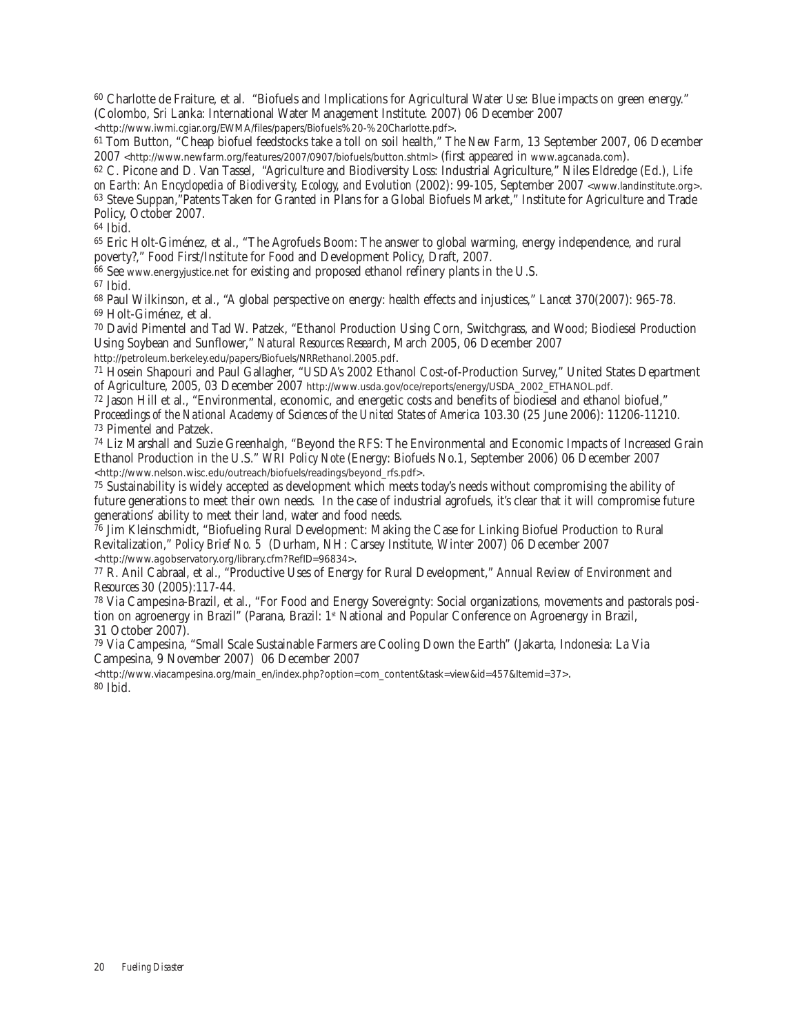60 Charlotte de Fraiture, et al. "Biofuels and Implications for Agricultural Water Use: Blue impacts on green energy." (Colombo, Sri Lanka: International Water Management Institute. 2007) 06 December 2007 <http://www.iwmi.cgiar.org/EWMA/files/papers/Biofuels%20-%20Charlotte.pdf>.

61 Tom Button, "Cheap biofuel feedstocks take a toll on soil health," *The New Farm*, 13 September 2007, 06 December 2007 <http://www.newfarm.org/features/2007/0907/biofuels/button.shtml> (first appeared in www.agcanada.com).

62 C. Picone and D. Van Tassel, "Agriculture and Biodiversity Loss: Industrial Agriculture," Niles Eldredge (Ed.), *Life on Earth: An Encyclopedia of Biodiversity, Ecology, and Evolution* (2002): 99-105, September 2007 <www.landinstitute.org>.

63 Steve Suppan,"Patents Taken for Granted in Plans for a Global Biofuels Market," Institute for Agriculture and Trade Policy, October 2007.

64 Ibid.

65 Eric Holt-Giménez, et al., "The Agrofuels Boom: The answer to global warming, energy independence, and rural poverty?," Food First/Institute for Food and Development Policy, Draft, 2007.

66 See www.energyjustice.net for existing and proposed ethanol refinery plants in the U.S.

67 Ibid.

68 Paul Wilkinson, et al., "A global perspective on energy: health effects and injustices," *Lancet* 370(2007): 965-78.

69 Holt-Giménez, et al.

70 David Pimentel and Tad W. Patzek, "Ethanol Production Using Corn, Switchgrass, and Wood; Biodiesel Production Using Soybean and Sunflower," *Natural Resources Research*, March 2005, 06 December 2007 http://petroleum.berkeley.edu/papers/Biofuels/NRRethanol.2005.pdf.

71 Hosein Shapouri and Paul Gallagher, "USDA's 2002 Ethanol Cost-of-Production Survey," United States Department of Agriculture, 2005, 03 December 2007 http://www.usda.gov/oce/reports/energy/USDA_2002_ETHANOL.pdf.

72 Jason Hill et al., "Environmental, economic, and energetic costs and benefits of biodiesel and ethanol biofuel," *Proceedings of the National Academy of Sciences of the United States of America* 103.30 (25 June 2006): 11206-11210.

73 Pimentel and Patzek.

74 Liz Marshall and Suzie Greenhalgh, "Beyond the RFS: The Environmental and Economic Impacts of Increased Grain Ethanol Production in the U.S." *WRI Policy Note* (Energy: Biofuels No.1, September 2006) 06 December 2007 <http://www.nelson.wisc.edu/outreach/biofuels/readings/beyond_rfs.pdf>.

75 Sustainability is widely accepted as development which meets today's needs without compromising the ability of future generations to meet their own needs. In the case of industrial agrofuels, it's clear that it will compromise future generations' ability to meet their land, water and food needs.

76 Jim Kleinschmidt, "Biofueling Rural Development: Making the Case for Linking Biofuel Production to Rural Revitalization," *Policy Brief No. 5* (Durham, NH: Carsey Institute, Winter 2007) 06 December 2007 <http://www.agobservatory.org/library.cfm?RefID=96834>.

77 R. Anil Cabraal, et al., "Productive Uses of Energy for Rural Development," *Annual Review of Environment and Resources* 30 (2005):117-44.

78 Via Campesina-Brazil, et al., "For Food and Energy Sovereignty: Social organizations, movements and pastorals position on agroenergy in Brazil" (Parana, Brazil: 1st National and Popular Conference on Agroenergy in Brazil, 31 October 2007).

79 Via Campesina, "Small Scale Sustainable Farmers are Cooling Down the Earth" (Jakarta, Indonesia: La Via Campesina, 9 November 2007) 06 December 2007 <http://www.viacampesina.org/main_en/index.php?option=com_content&task=view&id=457&Itemid=37>.

80 Ibid.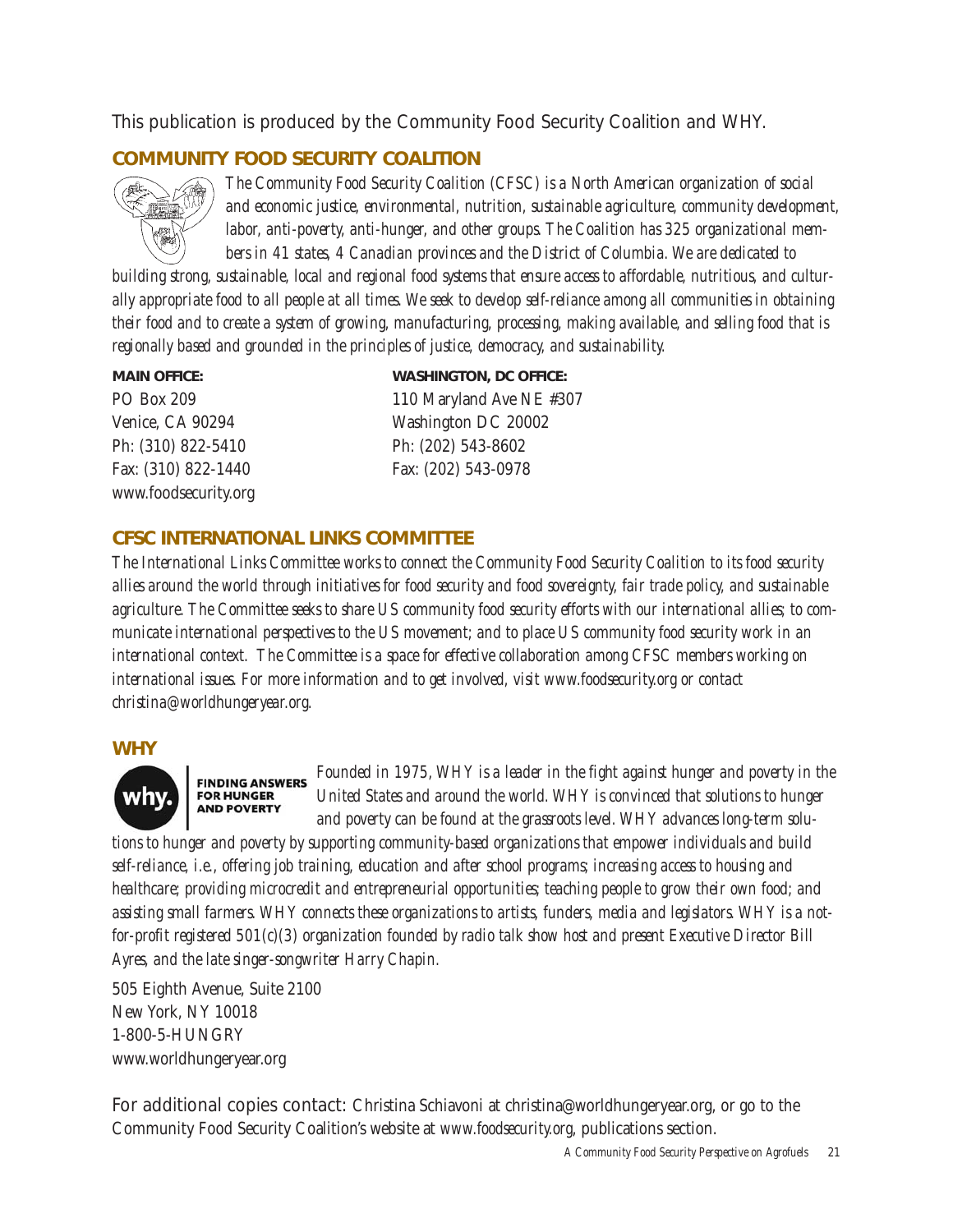This publication is produced by the Community Food Security Coalition and WHY.

## COMMUNITY FOOD SECURITY COALITION

*The Community Food Security Coalition (CFSC) is a North American organization of social and economic justice, environmental, nutrition, sustainable agriculture, community development, labor, anti-poverty, anti-hunger, and other groups. The Coalition has 325 organizational members in 41 states, 4 Canadian provinces and the District of Columbia. We are dedicated to building strong, sustainable, local and regional food systems that ensure access to affordable, nutritious, and culturally appropriate food to all people at all times. We seek to develop self-reliance among all communities in obtaining their food and to create a system of growing, manufacturing, processing, making available, and selling food that is regionally based and grounded in the principles of justice, democracy, and sustainability.*

**MAIN OFFICE:**
PO Box 209
Venice, CA 90294
Ph: (310) 822-5410
Fax: (310) 822-1440
www.foodsecurity.org

**WASHINGTON, DC OFFICE:**
110 Maryland Ave NE #307
Washington DC 20002
Ph: (202) 543-8602
Fax: (202) 543-0978

## CFSC INTERNATIONAL LINKS COMMITTEE

*The International Links Committee works to connect the Community Food Security Coalition to its food security allies around the world through initiatives for food security and food sovereignty, fair trade policy, and sustainable agriculture. The Committee seeks to share US community food security efforts with our international allies; to communicate international perspectives to the US movement; and to place US community food security work in an international context. The Committee is a space for effective collaboration among CFSC members working on international issues. For more information and to get involved, visit www.foodsecurity.org or contact christina@worldhungeryear.org.*

## WHY

*Founded in 1975, WHY is a leader in the fight against hunger and poverty in the United States and around the world. WHY is convinced that solutions to hunger and poverty can be found at the grassroots level. WHY advances long-term solutions to hunger and poverty by supporting community-based organizations that empower individuals and build self-reliance, i.e., offering job training, education and after school programs; increasing access to housing and healthcare; providing microcredit and entrepreneurial opportunities; teaching people to grow their own food; and assisting small farmers. WHY connects these organizations to artists, funders, media and legislators. WHY is a not-for-profit registered 501(c)(3) organization founded by radio talk show host and present Executive Director Bill Ayres, and the late singer-songwriter Harry Chapin.*

505 Eighth Avenue, Suite 2100
New York, NY 10018
1-800-5-HUNGRY
www.worldhungeryear.org

For additional copies contact: Christina Schiavoni at christina@worldhungeryear.org, or go to the Community Food Security Coalition's website at www.foodsecurity.org, publications section.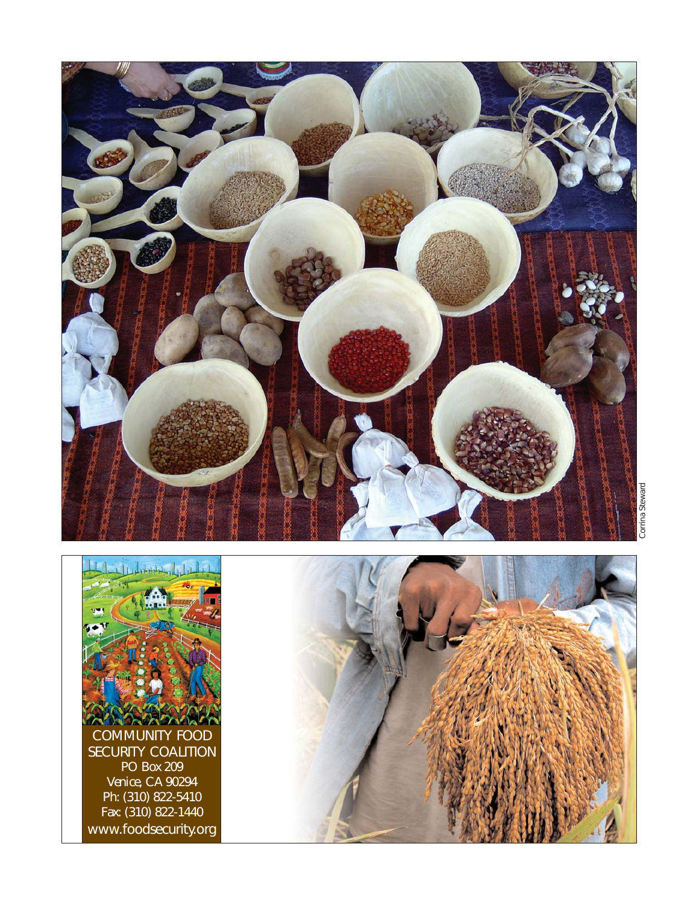Corrina Steward

COMMUNITY FOOD SECURITY COALITION
PO Box 209
Venice, CA 90294
Ph: (310) 822-5410
Fax: (310) 822-1440
www.foodsecurity.org